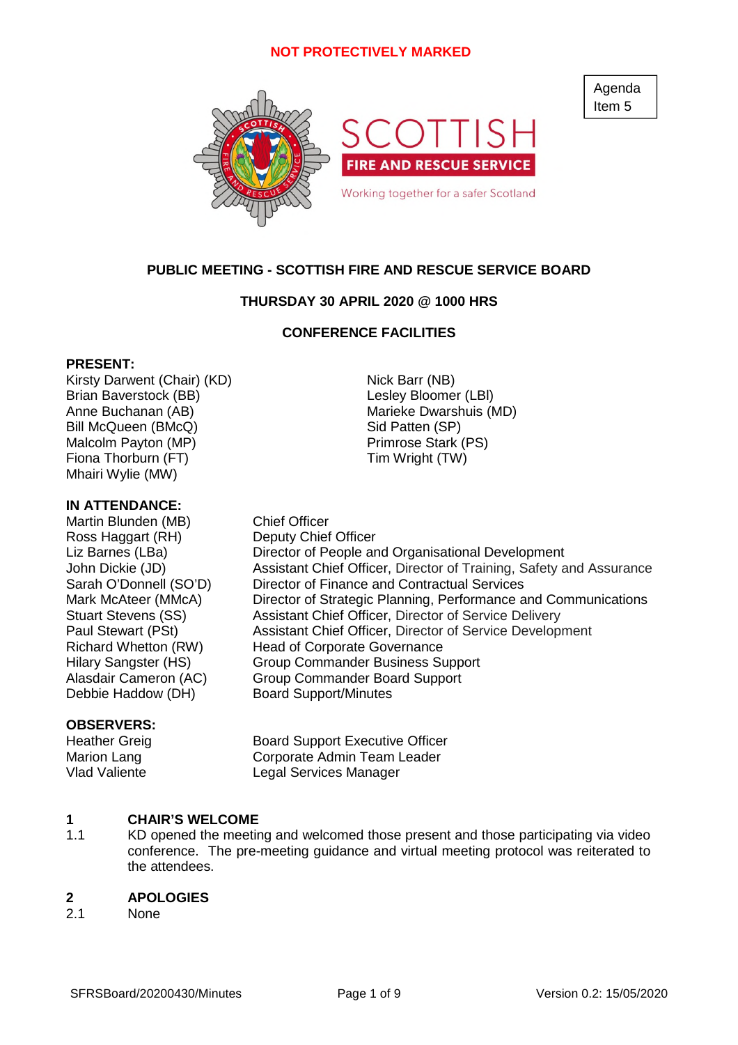NOT PROTECTIVELY MARKED

Agenda Item 5

SCOTTISH FIRE AND RESCUE SERVICE

Working together for a safer Scotland

# PUBLIC MEETING - SCOTTISH FIRE AND RESCUE SERVICE BOARD

## THURSDAY 30 APRIL 2020 @ 1000 HRS

## CONFERENCE FACILITIES

**PRESENT:**

Kirsty Darwent (Chair) (KD)
Brian Baverstock (BB)
Anne Buchanan (AB)
Bill McQueen (BMcQ)
Malcolm Payton (MP)
Fiona Thorburn (FT)
Mhairi Wylie (MW)
Nick Barr (NB)
Lesley Bloomer (LBl)
Marieke Dwarshuis (MD)
Sid Patten (SP)
Primrose Stark (PS)
Tim Wright (TW)

**IN ATTENDANCE:**

| | |
|---|---|
| Martin Blunden (MB) | Chief Officer |
| Ross Haggart (RH) | Deputy Chief Officer |
| Liz Barnes (LBa) | Director of People and Organisational Development |
| John Dickie (JD) | Assistant Chief Officer, Director of Training, Safety and Assurance |
| Sarah O'Donnell (SO'D) | Director of Finance and Contractual Services |
| Mark McAteer (MMcA) | Director of Strategic Planning, Performance and Communications |
| Stuart Stevens (SS) | Assistant Chief Officer, Director of Service Delivery |
| Paul Stewart (PSt) | Assistant Chief Officer, Director of Service Development |
| Richard Whetton (RW) | Head of Corporate Governance |
| Hilary Sangster (HS) | Group Commander Business Support |
| Alasdair Cameron (AC) | Group Commander Board Support |
| Debbie Haddow (DH) | Board Support/Minutes |

**OBSERVERS:**

| | |
|---|---|
| Heather Greig | Board Support Executive Officer |
| Marion Lang | Corporate Admin Team Leader |
| Vlad Valiente | Legal Services Manager |

**1 CHAIR'S WELCOME**

1.1 KD opened the meeting and welcomed those present and those participating via video conference. The pre-meeting guidance and virtual meeting protocol was reiterated to the attendees.

**2 APOLOGIES**

2.1 None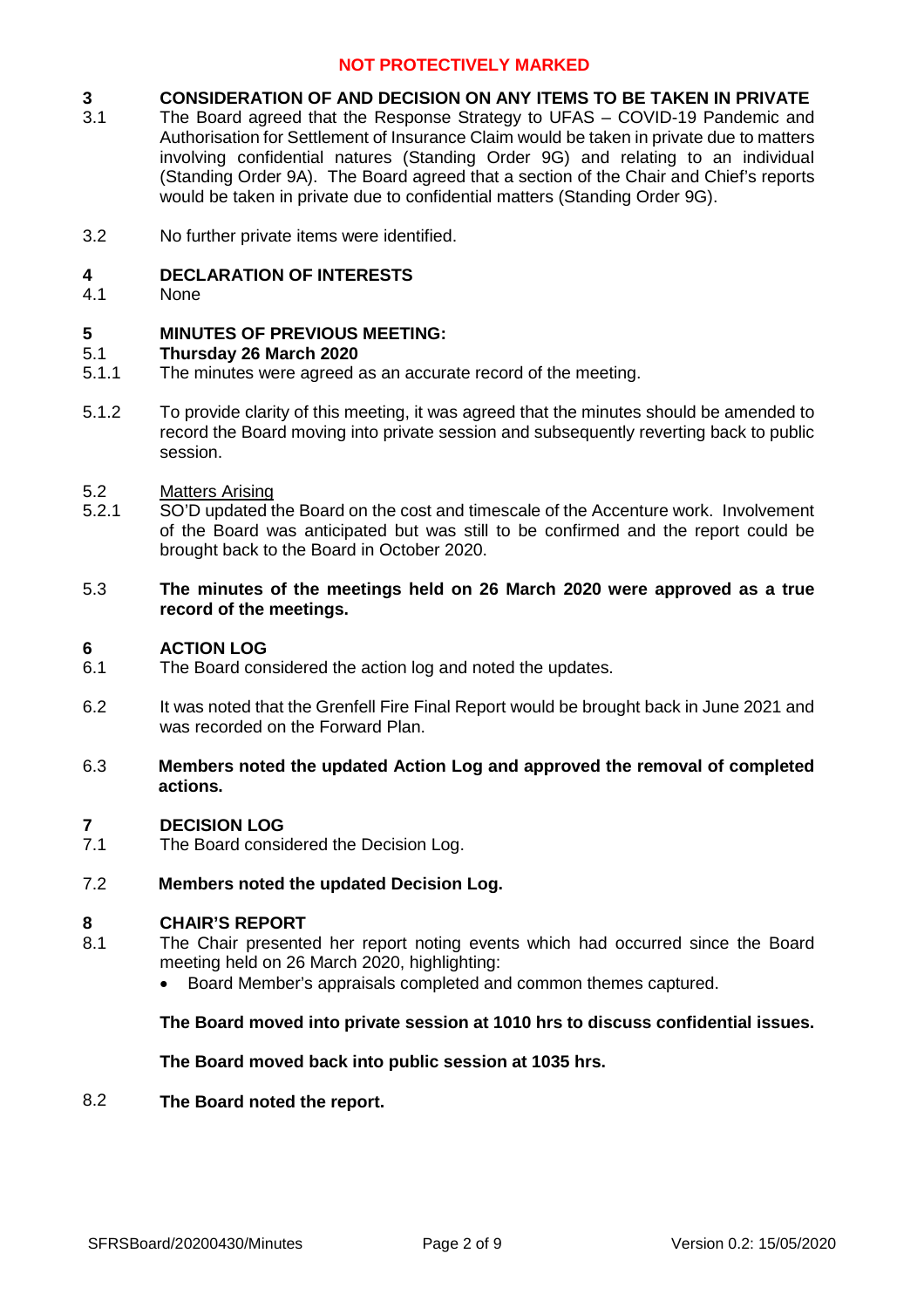**NOT PROTECTIVELY MARKED**

**3 CONSIDERATION OF AND DECISION ON ANY ITEMS TO BE TAKEN IN PRIVATE**

3.1 The Board agreed that the Response Strategy to UFAS – COVID-19 Pandemic and Authorisation for Settlement of Insurance Claim would be taken in private due to matters involving confidential natures (Standing Order 9G) and relating to an individual (Standing Order 9A). The Board agreed that a section of the Chair and Chief's reports would be taken in private due to confidential matters (Standing Order 9G).

3.2 No further private items were identified.

**4 DECLARATION OF INTERESTS**

4.1 None

**5 MINUTES OF PREVIOUS MEETING:**

5.1 **Thursday 26 March 2020**

5.1.1 The minutes were agreed as an accurate record of the meeting.

5.1.2 To provide clarity of this meeting, it was agreed that the minutes should be amended to record the Board moving into private session and subsequently reverting back to public session.

5.2 Matters Arising

5.2.1 SO'D updated the Board on the cost and timescale of the Accenture work. Involvement of the Board was anticipated but was still to be confirmed and the report could be brought back to the Board in October 2020.

5.3 **The minutes of the meetings held on 26 March 2020 were approved as a true record of the meetings.**

**6 ACTION LOG**

6.1 The Board considered the action log and noted the updates.

6.2 It was noted that the Grenfell Fire Final Report would be brought back in June 2021 and was recorded on the Forward Plan.

6.3 **Members noted the updated Action Log and approved the removal of completed actions.**

**7 DECISION LOG**

7.1 The Board considered the Decision Log.

7.2 **Members noted the updated Decision Log.**

**8 CHAIR'S REPORT**

8.1 The Chair presented her report noting events which had occurred since the Board meeting held on 26 March 2020, highlighting:

- Board Member's appraisals completed and common themes captured.

**The Board moved into private session at 1010 hrs to discuss confidential issues.**

**The Board moved back into public session at 1035 hrs.**

8.2 **The Board noted the report.**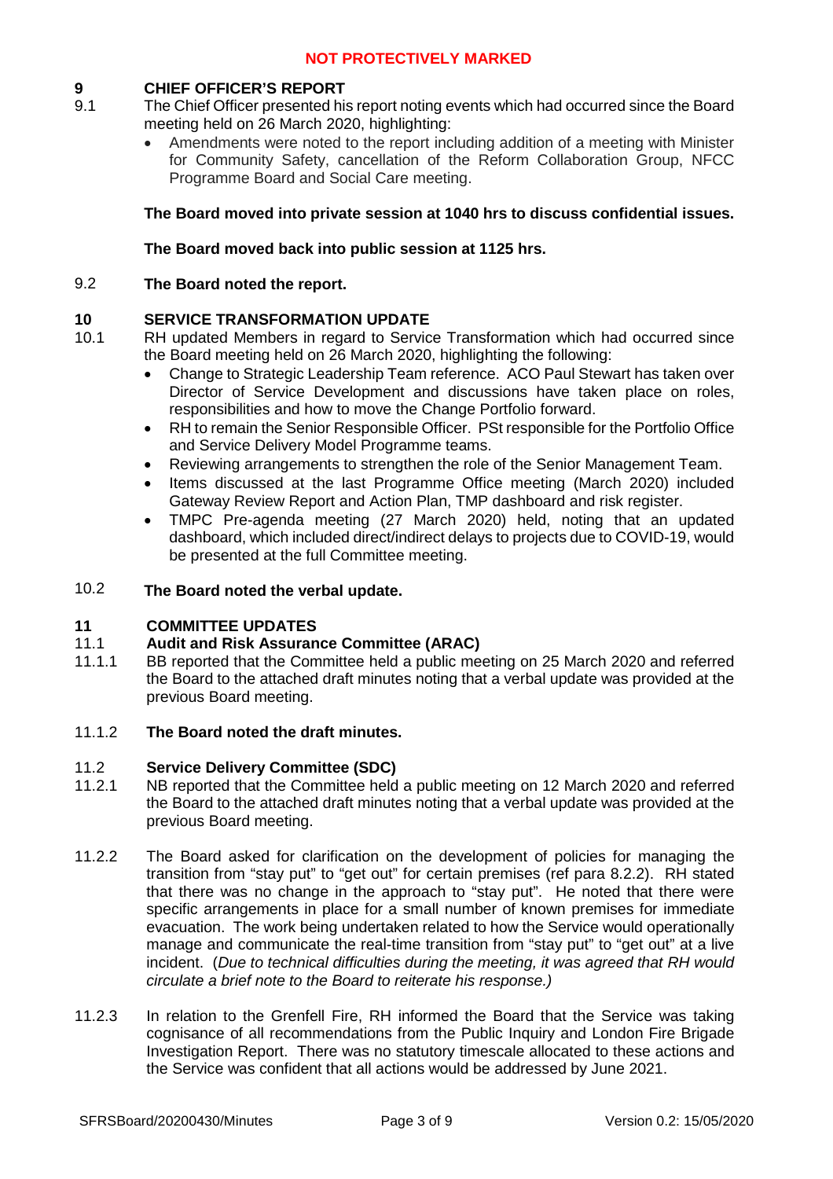## 9 CHIEF OFFICER'S REPORT

9.1 The Chief Officer presented his report noting events which had occurred since the Board meeting held on 26 March 2020, highlighting:

- Amendments were noted to the report including addition of a meeting with Minister for Community Safety, cancellation of the Reform Collaboration Group, NFCC Programme Board and Social Care meeting.

**The Board moved into private session at 1040 hrs to discuss confidential issues.**

**The Board moved back into public session at 1125 hrs.**

9.2 **The Board noted the report.**

## 10 SERVICE TRANSFORMATION UPDATE

10.1 RH updated Members in regard to Service Transformation which had occurred since the Board meeting held on 26 March 2020, highlighting the following:

- Change to Strategic Leadership Team reference. ACO Paul Stewart has taken over Director of Service Development and discussions have taken place on roles, responsibilities and how to move the Change Portfolio forward.
- RH to remain the Senior Responsible Officer. PSt responsible for the Portfolio Office and Service Delivery Model Programme teams.
- Reviewing arrangements to strengthen the role of the Senior Management Team.
- Items discussed at the last Programme Office meeting (March 2020) included Gateway Review Report and Action Plan, TMP dashboard and risk register.
- TMPC Pre-agenda meeting (27 March 2020) held, noting that an updated dashboard, which included direct/indirect delays to projects due to COVID-19, would be presented at the full Committee meeting.

10.2 **The Board noted the verbal update.**

## 11 COMMITTEE UPDATES

### 11.1 Audit and Risk Assurance Committee (ARAC)

11.1.1 BB reported that the Committee held a public meeting on 25 March 2020 and referred the Board to the attached draft minutes noting that a verbal update was provided at the previous Board meeting.

11.1.2 **The Board noted the draft minutes.**

### 11.2 Service Delivery Committee (SDC)

11.2.1 NB reported that the Committee held a public meeting on 12 March 2020 and referred the Board to the attached draft minutes noting that a verbal update was provided at the previous Board meeting.

11.2.2 The Board asked for clarification on the development of policies for managing the transition from "stay put" to "get out" for certain premises (ref para 8.2.2). RH stated that there was no change in the approach to "stay put". He noted that there were specific arrangements in place for a small number of known premises for immediate evacuation. The work being undertaken related to how the Service would operationally manage and communicate the real-time transition from "stay put" to "get out" at a live incident. (*Due to technical difficulties during the meeting, it was agreed that RH would circulate a brief note to the Board to reiterate his response.)*

11.2.3 In relation to the Grenfell Fire, RH informed the Board that the Service was taking cognisance of all recommendations from the Public Inquiry and London Fire Brigade Investigation Report. There was no statutory timescale allocated to these actions and the Service was confident that all actions would be addressed by June 2021.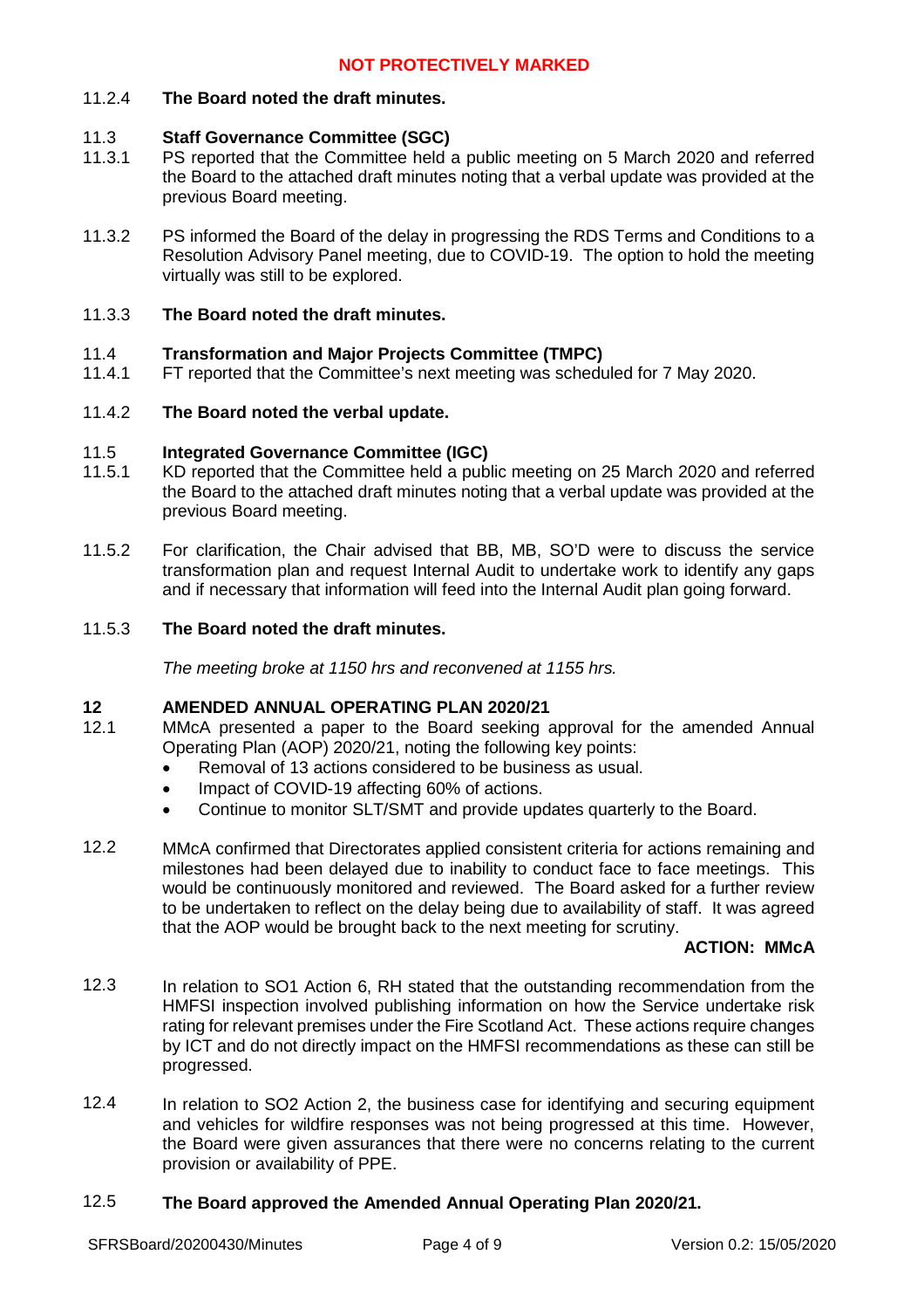11.2.4 **The Board noted the draft minutes.**

11.3 **Staff Governance Committee (SGC)**

11.3.1 PS reported that the Committee held a public meeting on 5 March 2020 and referred the Board to the attached draft minutes noting that a verbal update was provided at the previous Board meeting.

11.3.2 PS informed the Board of the delay in progressing the RDS Terms and Conditions to a Resolution Advisory Panel meeting, due to COVID-19. The option to hold the meeting virtually was still to be explored.

11.3.3 **The Board noted the draft minutes.**

11.4 **Transformation and Major Projects Committee (TMPC)**

11.4.1 FT reported that the Committee's next meeting was scheduled for 7 May 2020.

11.4.2 **The Board noted the verbal update.**

11.5 **Integrated Governance Committee (IGC)**

11.5.1 KD reported that the Committee held a public meeting on 25 March 2020 and referred the Board to the attached draft minutes noting that a verbal update was provided at the previous Board meeting.

11.5.2 For clarification, the Chair advised that BB, MB, SO'D were to discuss the service transformation plan and request Internal Audit to undertake work to identify any gaps and if necessary that information will feed into the Internal Audit plan going forward.

11.5.3 **The Board noted the draft minutes.**

*The meeting broke at 1150 hrs and reconvened at 1155 hrs.*

## 12 AMENDED ANNUAL OPERATING PLAN 2020/21

12.1 MMcA presented a paper to the Board seeking approval for the amended Annual Operating Plan (AOP) 2020/21, noting the following key points:

- Removal of 13 actions considered to be business as usual.
- Impact of COVID-19 affecting 60% of actions.
- Continue to monitor SLT/SMT and provide updates quarterly to the Board.

12.2 MMcA confirmed that Directorates applied consistent criteria for actions remaining and milestones had been delayed due to inability to conduct face to face meetings. This would be continuously monitored and reviewed. The Board asked for a further review to be undertaken to reflect on the delay being due to availability of staff. It was agreed that the AOP would be brought back to the next meeting for scrutiny.

**ACTION: MMcA**

12.3 In relation to SO1 Action 6, RH stated that the outstanding recommendation from the HMFSI inspection involved publishing information on how the Service undertake risk rating for relevant premises under the Fire Scotland Act. These actions require changes by ICT and do not directly impact on the HMFSI recommendations as these can still be progressed.

12.4 In relation to SO2 Action 2, the business case for identifying and securing equipment and vehicles for wildfire responses was not being progressed at this time. However, the Board were given assurances that there were no concerns relating to the current provision or availability of PPE.

12.5 **The Board approved the Amended Annual Operating Plan 2020/21.**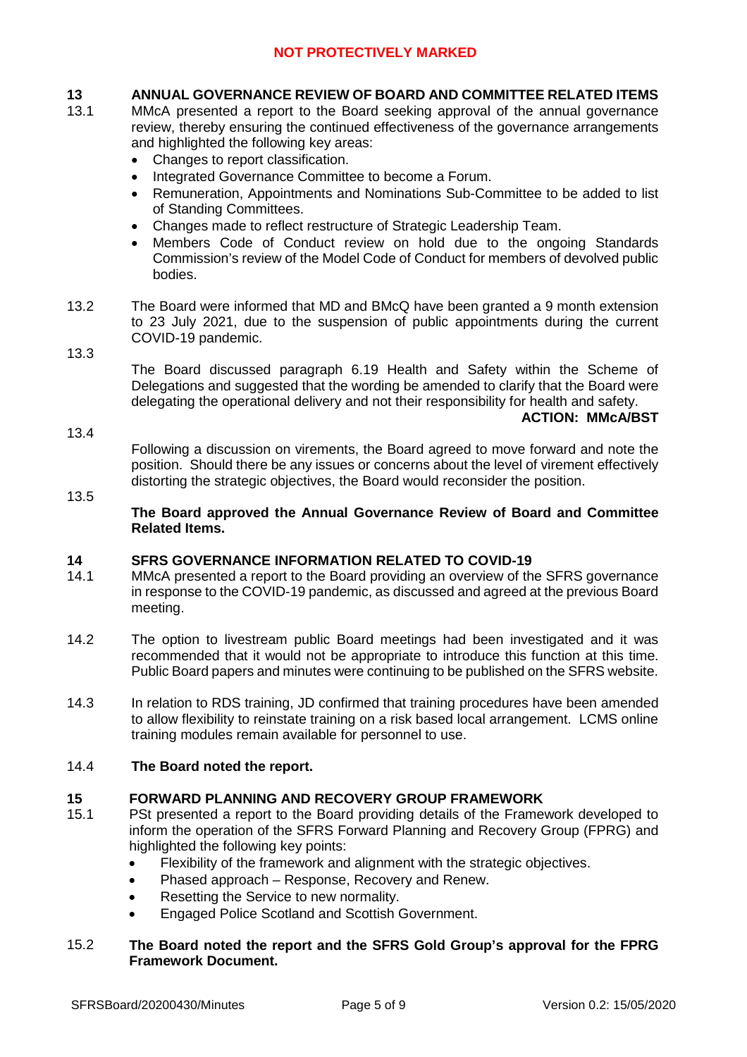## 13 ANNUAL GOVERNANCE REVIEW OF BOARD AND COMMITTEE RELATED ITEMS

13.1 MMcA presented a report to the Board seeking approval of the annual governance review, thereby ensuring the continued effectiveness of the governance arrangements and highlighted the following key areas:

- Changes to report classification.
- Integrated Governance Committee to become a Forum.
- Remuneration, Appointments and Nominations Sub-Committee to be added to list of Standing Committees.
- Changes made to reflect restructure of Strategic Leadership Team.
- Members Code of Conduct review on hold due to the ongoing Standards Commission's review of the Model Code of Conduct for members of devolved public bodies.

13.2 The Board were informed that MD and BMcQ have been granted a 9 month extension to 23 July 2021, due to the suspension of public appointments during the current COVID-19 pandemic.

13.3 The Board discussed paragraph 6.19 Health and Safety within the Scheme of Delegations and suggested that the wording be amended to clarify that the Board were delegating the operational delivery and not their responsibility for health and safety.

**ACTION: MMcA/BST**

13.4 Following a discussion on virements, the Board agreed to move forward and note the position. Should there be any issues or concerns about the level of virement effectively distorting the strategic objectives, the Board would reconsider the position.

13.5 **The Board approved the Annual Governance Review of Board and Committee Related Items.**

## 14 SFRS GOVERNANCE INFORMATION RELATED TO COVID-19

14.1 MMcA presented a report to the Board providing an overview of the SFRS governance in response to the COVID-19 pandemic, as discussed and agreed at the previous Board meeting.

14.2 The option to livestream public Board meetings had been investigated and it was recommended that it would not be appropriate to introduce this function at this time. Public Board papers and minutes were continuing to be published on the SFRS website.

14.3 In relation to RDS training, JD confirmed that training procedures have been amended to allow flexibility to reinstate training on a risk based local arrangement. LCMS online training modules remain available for personnel to use.

14.4 **The Board noted the report.**

## 15 FORWARD PLANNING AND RECOVERY GROUP FRAMEWORK

15.1 PSt presented a report to the Board providing details of the Framework developed to inform the operation of the SFRS Forward Planning and Recovery Group (FPRG) and highlighted the following key points:

- Flexibility of the framework and alignment with the strategic objectives.
- Phased approach – Response, Recovery and Renew.
- Resetting the Service to new normality.
- Engaged Police Scotland and Scottish Government.

15.2 **The Board noted the report and the SFRS Gold Group's approval for the FPRG Framework Document.**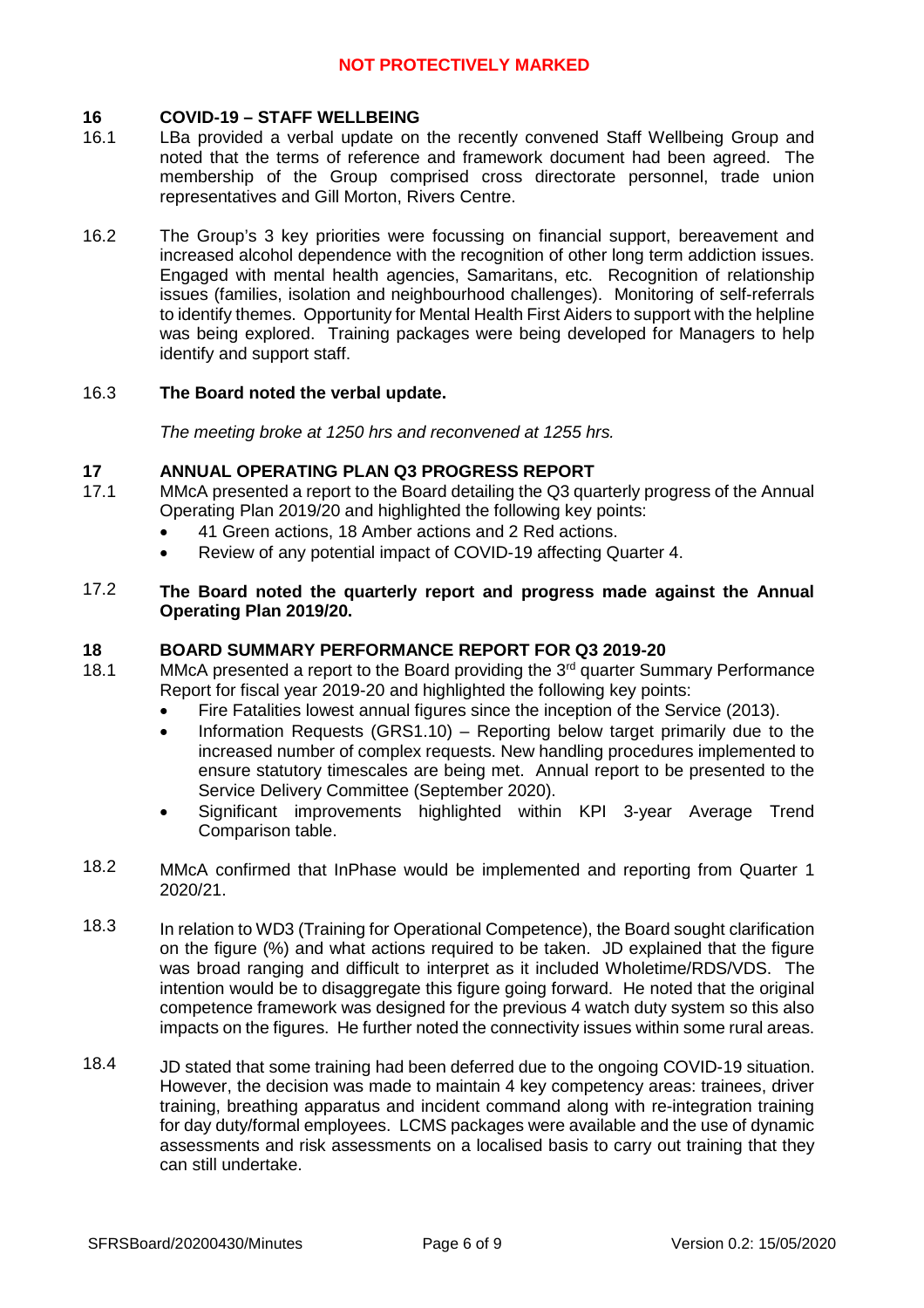## 16 COVID-19 – STAFF WELLBEING

16.1 LBa provided a verbal update on the recently convened Staff Wellbeing Group and noted that the terms of reference and framework document had been agreed. The membership of the Group comprised cross directorate personnel, trade union representatives and Gill Morton, Rivers Centre.

16.2 The Group's 3 key priorities were focussing on financial support, bereavement and increased alcohol dependence with the recognition of other long term addiction issues. Engaged with mental health agencies, Samaritans, etc. Recognition of relationship issues (families, isolation and neighbourhood challenges). Monitoring of self-referrals to identify themes. Opportunity for Mental Health First Aiders to support with the helpline was being explored. Training packages were being developed for Managers to help identify and support staff.

16.3 **The Board noted the verbal update.**

*The meeting broke at 1250 hrs and reconvened at 1255 hrs.*

## 17 ANNUAL OPERATING PLAN Q3 PROGRESS REPORT

17.1 MMcA presented a report to the Board detailing the Q3 quarterly progress of the Annual Operating Plan 2019/20 and highlighted the following key points:

- 41 Green actions, 18 Amber actions and 2 Red actions.
- Review of any potential impact of COVID-19 affecting Quarter 4.

17.2 **The Board noted the quarterly report and progress made against the Annual Operating Plan 2019/20.**

## 18 BOARD SUMMARY PERFORMANCE REPORT FOR Q3 2019-20

18.1 MMcA presented a report to the Board providing the 3rd quarter Summary Performance Report for fiscal year 2019-20 and highlighted the following key points:

- Fire Fatalities lowest annual figures since the inception of the Service (2013).
- Information Requests (GRS1.10) – Reporting below target primarily due to the increased number of complex requests. New handling procedures implemented to ensure statutory timescales are being met. Annual report to be presented to the Service Delivery Committee (September 2020).
- Significant improvements highlighted within KPI 3-year Average Trend Comparison table.

18.2 MMcA confirmed that InPhase would be implemented and reporting from Quarter 1 2020/21.

18.3 In relation to WD3 (Training for Operational Competence), the Board sought clarification on the figure (%) and what actions required to be taken. JD explained that the figure was broad ranging and difficult to interpret as it included Wholetime/RDS/VDS. The intention would be to disaggregate this figure going forward. He noted that the original competence framework was designed for the previous 4 watch duty system so this also impacts on the figures. He further noted the connectivity issues within some rural areas.

18.4 JD stated that some training had been deferred due to the ongoing COVID-19 situation. However, the decision was made to maintain 4 key competency areas: trainees, driver training, breathing apparatus and incident command along with re-integration training for day duty/formal employees. LCMS packages were available and the use of dynamic assessments and risk assessments on a localised basis to carry out training that they can still undertake.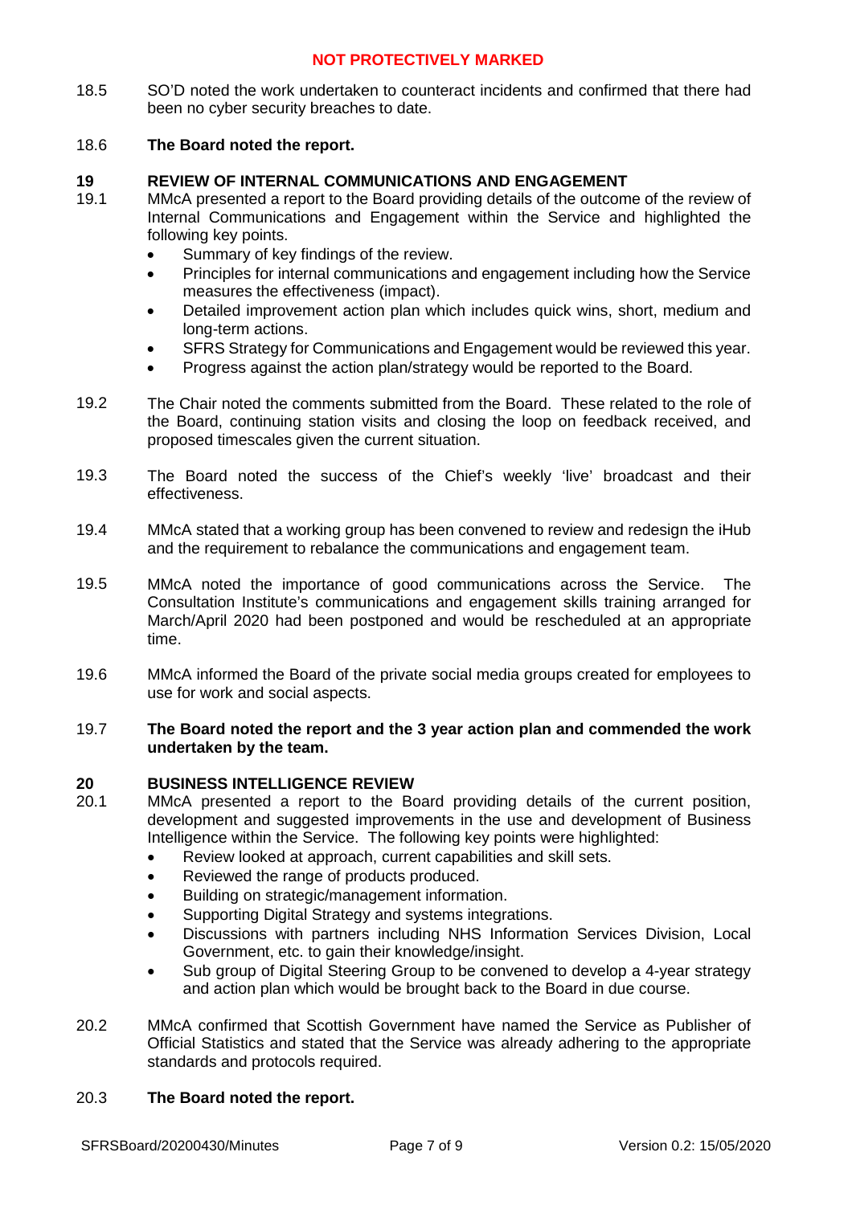18.5 SO'D noted the work undertaken to counteract incidents and confirmed that there had been no cyber security breaches to date.

18.6 **The Board noted the report.**

## 19 REVIEW OF INTERNAL COMMUNICATIONS AND ENGAGEMENT

19.1 MMcA presented a report to the Board providing details of the outcome of the review of Internal Communications and Engagement within the Service and highlighted the following key points.

- Summary of key findings of the review.
- Principles for internal communications and engagement including how the Service measures the effectiveness (impact).
- Detailed improvement action plan which includes quick wins, short, medium and long-term actions.
- SFRS Strategy for Communications and Engagement would be reviewed this year.
- Progress against the action plan/strategy would be reported to the Board.

19.2 The Chair noted the comments submitted from the Board. These related to the role of the Board, continuing station visits and closing the loop on feedback received, and proposed timescales given the current situation.

19.3 The Board noted the success of the Chief's weekly 'live' broadcast and their effectiveness.

19.4 MMcA stated that a working group has been convened to review and redesign the iHub and the requirement to rebalance the communications and engagement team.

19.5 MMcA noted the importance of good communications across the Service. The Consultation Institute's communications and engagement skills training arranged for March/April 2020 had been postponed and would be rescheduled at an appropriate time.

19.6 MMcA informed the Board of the private social media groups created for employees to use for work and social aspects.

19.7 **The Board noted the report and the 3 year action plan and commended the work undertaken by the team.**

## 20 BUSINESS INTELLIGENCE REVIEW

20.1 MMcA presented a report to the Board providing details of the current position, development and suggested improvements in the use and development of Business Intelligence within the Service. The following key points were highlighted:

- Review looked at approach, current capabilities and skill sets.
- Reviewed the range of products produced.
- Building on strategic/management information.
- Supporting Digital Strategy and systems integrations.
- Discussions with partners including NHS Information Services Division, Local Government, etc. to gain their knowledge/insight.
- Sub group of Digital Steering Group to be convened to develop a 4-year strategy and action plan which would be brought back to the Board in due course.

20.2 MMcA confirmed that Scottish Government have named the Service as Publisher of Official Statistics and stated that the Service was already adhering to the appropriate standards and protocols required.

20.3 **The Board noted the report.**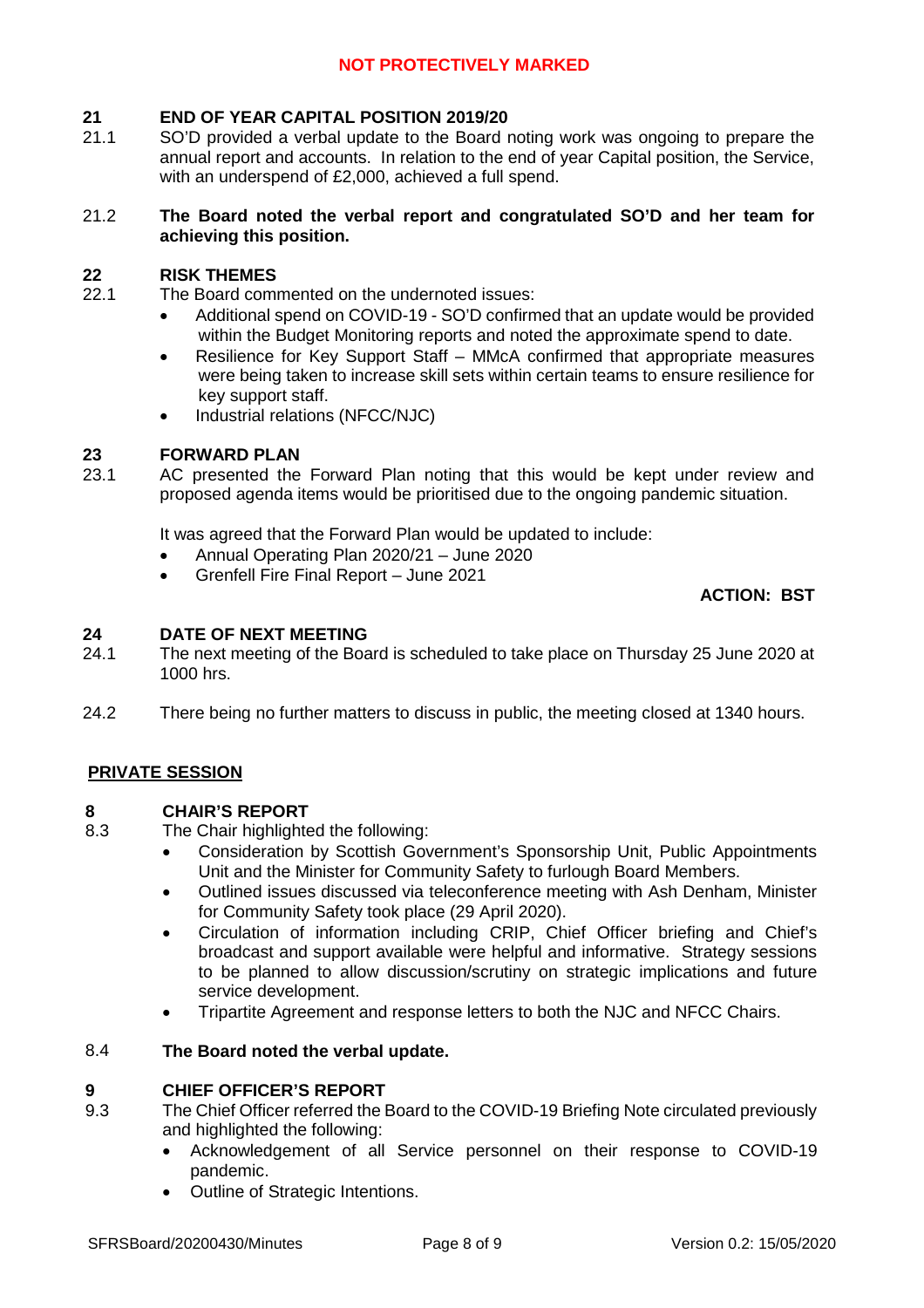**NOT PROTECTIVELY MARKED**

## 21 END OF YEAR CAPITAL POSITION 2019/20

21.1 SO'D provided a verbal update to the Board noting work was ongoing to prepare the annual report and accounts. In relation to the end of year Capital position, the Service, with an underspend of £2,000, achieved a full spend.

21.2 **The Board noted the verbal report and congratulated SO'D and her team for achieving this position.**

## 22 RISK THEMES

22.1 The Board commented on the undernoted issues:

- Additional spend on COVID-19 - SO'D confirmed that an update would be provided within the Budget Monitoring reports and noted the approximate spend to date.
- Resilience for Key Support Staff – MMcA confirmed that appropriate measures were being taken to increase skill sets within certain teams to ensure resilience for key support staff.
- Industrial relations (NFCC/NJC)

## 23 FORWARD PLAN

23.1 AC presented the Forward Plan noting that this would be kept under review and proposed agenda items would be prioritised due to the ongoing pandemic situation.

It was agreed that the Forward Plan would be updated to include:

- Annual Operating Plan 2020/21 – June 2020
- Grenfell Fire Final Report – June 2021

**ACTION: BST**

## 24 DATE OF NEXT MEETING

24.1 The next meeting of the Board is scheduled to take place on Thursday 25 June 2020 at 1000 hrs.

24.2 There being no further matters to discuss in public, the meeting closed at 1340 hours.

## PRIVATE SESSION

## 8 CHAIR'S REPORT

8.3 The Chair highlighted the following:

- Consideration by Scottish Government's Sponsorship Unit, Public Appointments Unit and the Minister for Community Safety to furlough Board Members.
- Outlined issues discussed via teleconference meeting with Ash Denham, Minister for Community Safety took place (29 April 2020).
- Circulation of information including CRIP, Chief Officer briefing and Chief's broadcast and support available were helpful and informative. Strategy sessions to be planned to allow discussion/scrutiny on strategic implications and future service development.
- Tripartite Agreement and response letters to both the NJC and NFCC Chairs.

8.4 **The Board noted the verbal update.**

## 9 CHIEF OFFICER'S REPORT

9.3 The Chief Officer referred the Board to the COVID-19 Briefing Note circulated previously and highlighted the following:

- Acknowledgement of all Service personnel on their response to COVID-19 pandemic.
- Outline of Strategic Intentions.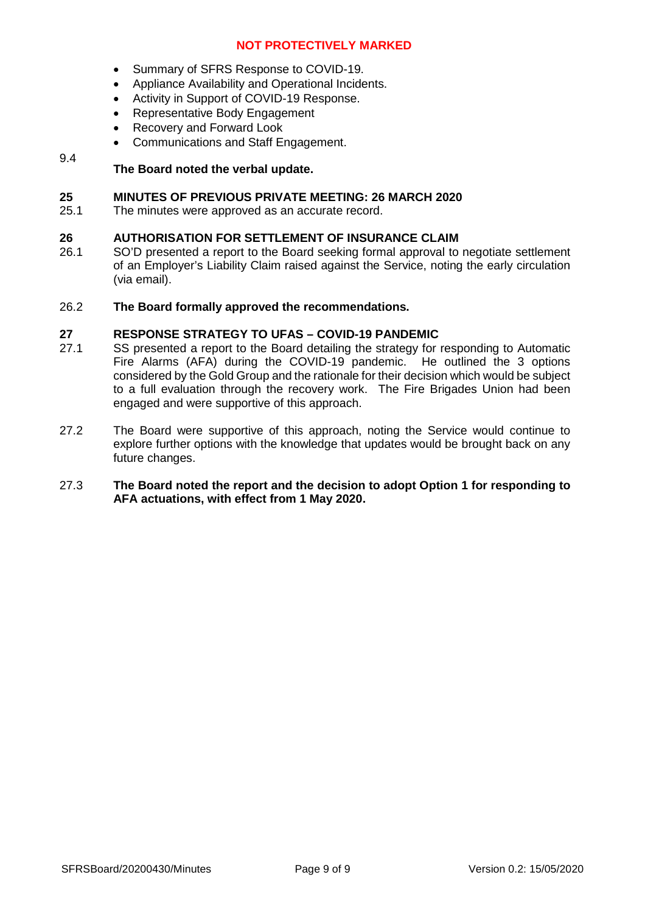- Summary of SFRS Response to COVID-19.
- Appliance Availability and Operational Incidents.
- Activity in Support of COVID-19 Response.
- Representative Body Engagement
- Recovery and Forward Look
- Communications and Staff Engagement.

9.4 **The Board noted the verbal update.**

**25 MINUTES OF PREVIOUS PRIVATE MEETING: 26 MARCH 2020**

25.1 The minutes were approved as an accurate record.

**26 AUTHORISATION FOR SETTLEMENT OF INSURANCE CLAIM**

26.1 SO'D presented a report to the Board seeking formal approval to negotiate settlement of an Employer's Liability Claim raised against the Service, noting the early circulation (via email).

26.2 **The Board formally approved the recommendations.**

**27 RESPONSE STRATEGY TO UFAS – COVID-19 PANDEMIC**

27.1 SS presented a report to the Board detailing the strategy for responding to Automatic Fire Alarms (AFA) during the COVID-19 pandemic. He outlined the 3 options considered by the Gold Group and the rationale for their decision which would be subject to a full evaluation through the recovery work. The Fire Brigades Union had been engaged and were supportive of this approach.

27.2 The Board were supportive of this approach, noting the Service would continue to explore further options with the knowledge that updates would be brought back on any future changes.

27.3 **The Board noted the report and the decision to adopt Option 1 for responding to AFA actuations, with effect from 1 May 2020.**